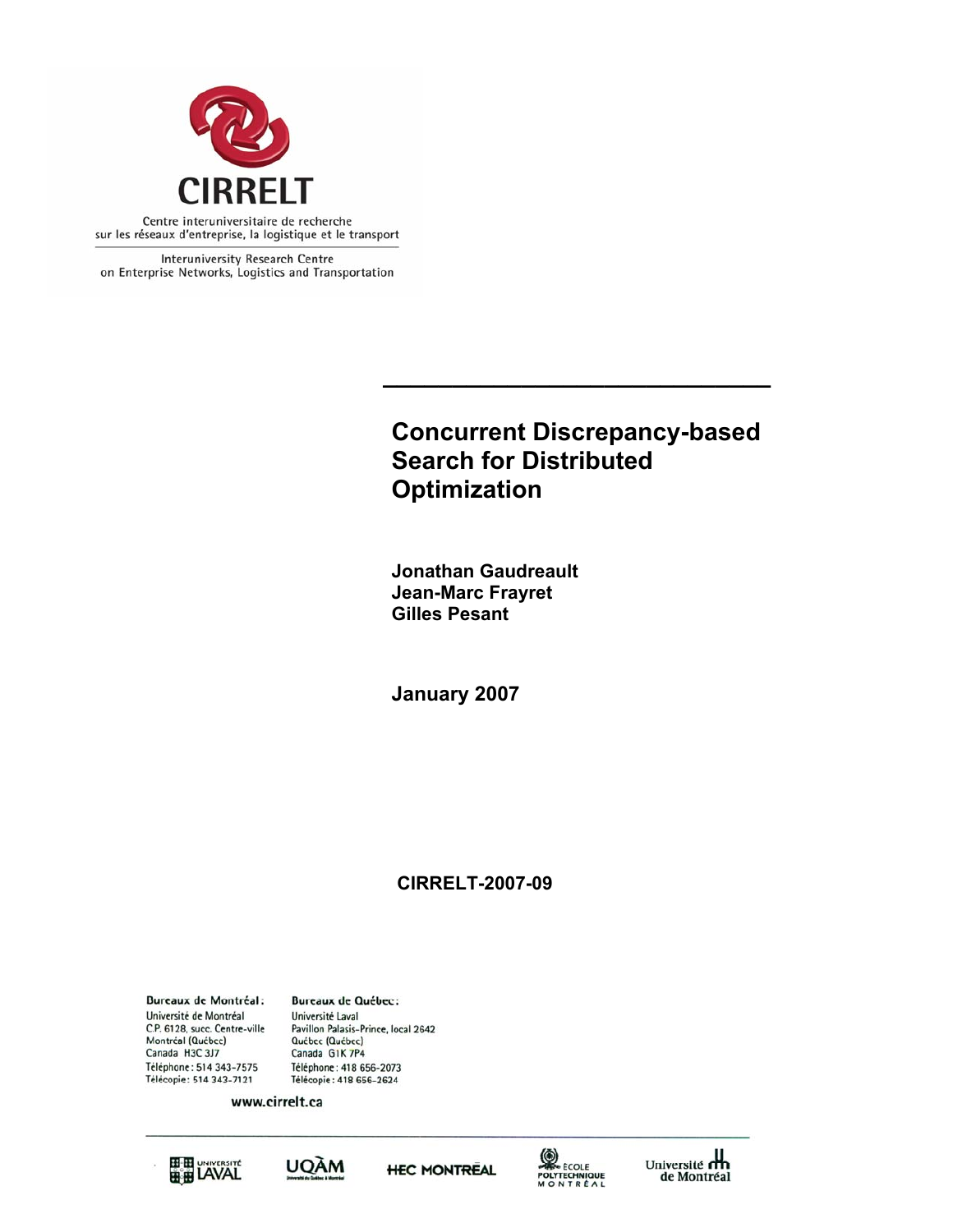CIRRELT

Centre interuniversitaire de recherche sur les réseaux d'entreprise, la logistique et le transport

Interuniversity Research Centre on Enterprise Networks, Logistics and Transportation

# Concurrent Discrepancy-based Search for Distributed Optimization

**Jonathan Gaudreault**
**Jean-Marc Frayret**
**Gilles Pesant**

**January 2007**

**CIRRELT-2007-09**

**Bureaux de Montréal :**
Université de Montréal
C.P. 6128, succ. Centre-ville
Montréal (Québec)
Canada H3C 3J7
Téléphone : 514 343-7575
Télécopie : 514 343-7121

**Bureaux de Québec :**
Université Laval
Pavillon Palasis-Prince, local 2642
Québec (Québec)
Canada G1K 7P4
Téléphone : 418 656-2073
Télécopie : 418 656-2624

www.cirrelt.ca

Université Laval · UQÀM · HEC Montréal · École Polytechnique Montréal · Université de Montréal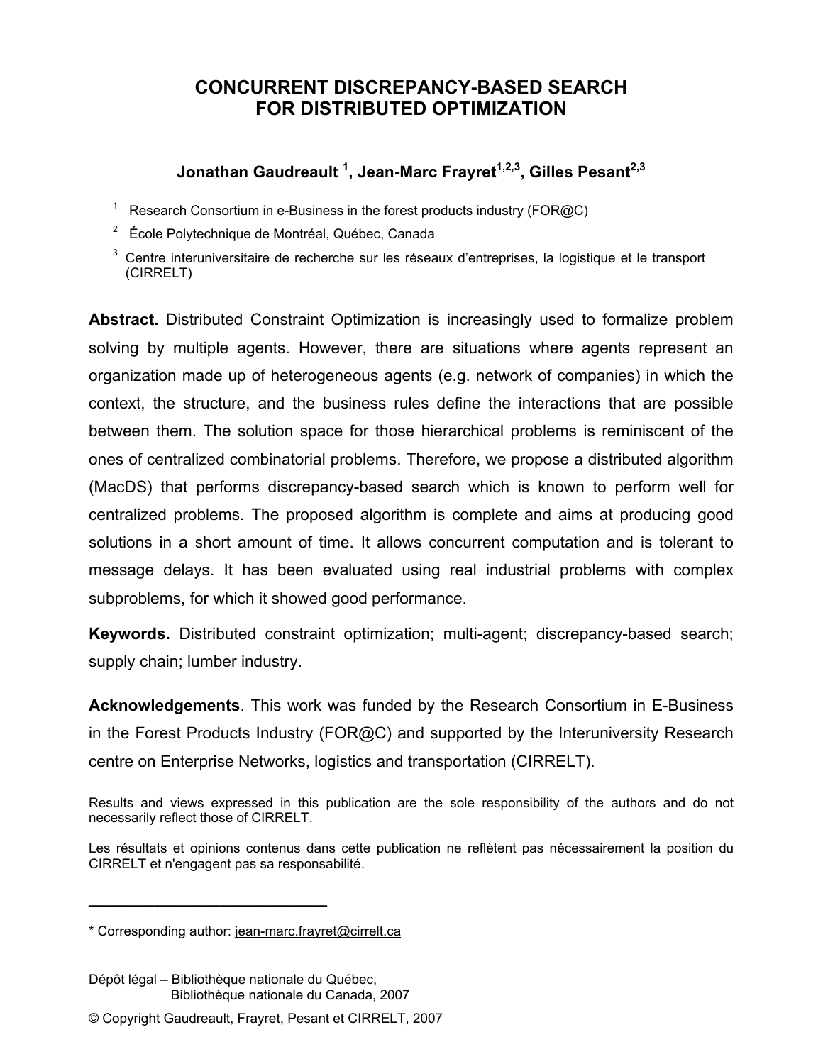# CONCURRENT DISCREPANCY-BASED SEARCH FOR DISTRIBUTED OPTIMIZATION

**Jonathan Gaudreault [1], Jean-Marc Frayret[1,2,3], Gilles Pesant[2,3]**

[1] Research Consortium in e-Business in the forest products industry (FOR@C)

[2] École Polytechnique de Montréal, Québec, Canada

[3] Centre interuniversitaire de recherche sur les réseaux d'entreprises, la logistique et le transport (CIRRELT)

**Abstract.** Distributed Constraint Optimization is increasingly used to formalize problem solving by multiple agents. However, there are situations where agents represent an organization made up of heterogeneous agents (e.g. network of companies) in which the context, the structure, and the business rules define the interactions that are possible between them. The solution space for those hierarchical problems is reminiscent of the ones of centralized combinatorial problems. Therefore, we propose a distributed algorithm (MacDS) that performs discrepancy-based search which is known to perform well for centralized problems. The proposed algorithm is complete and aims at producing good solutions in a short amount of time. It allows concurrent computation and is tolerant to message delays. It has been evaluated using real industrial problems with complex subproblems, for which it showed good performance.

**Keywords.** Distributed constraint optimization; multi-agent; discrepancy-based search; supply chain; lumber industry.

**Acknowledgements**. This work was funded by the Research Consortium in E-Business in the Forest Products Industry (FOR@C) and supported by the Interuniversity Research centre on Enterprise Networks, logistics and transportation (CIRRELT).

Results and views expressed in this publication are the sole responsibility of the authors and do not necessarily reflect those of CIRRELT.

Les résultats et opinions contenus dans cette publication ne reflètent pas nécessairement la position du CIRRELT et n'engagent pas sa responsabilité.

---

\* Corresponding author: jean-marc.frayret@cirrelt.ca

Dépôt légal – Bibliothèque nationale du Québec,
Bibliothèque nationale du Canada, 2007

© Copyright Gaudreault, Frayret, Pesant et CIRRELT, 2007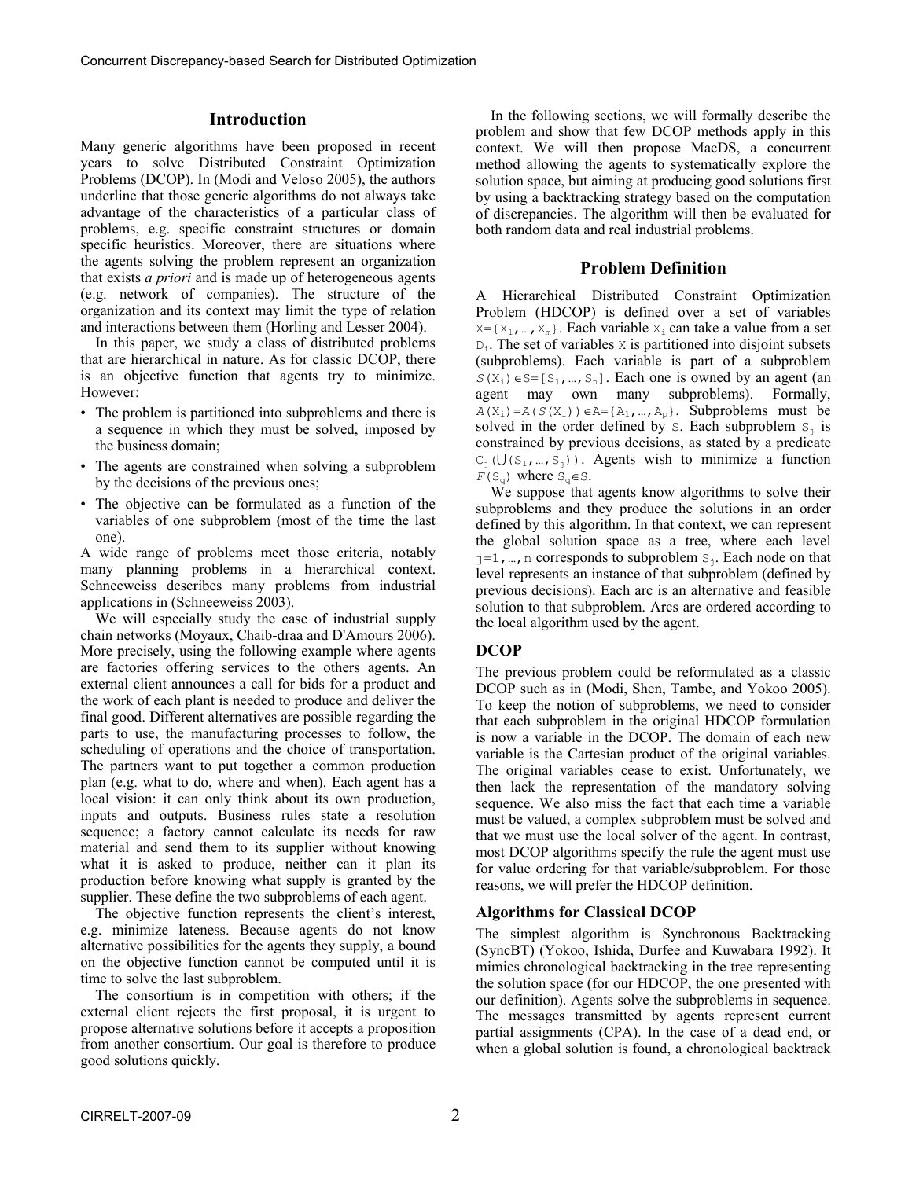## Introduction

Many generic algorithms have been proposed in recent years to solve Distributed Constraint Optimization Problems (DCOP). In (Modi and Veloso 2005), the authors underline that those generic algorithms do not always take advantage of the characteristics of a particular class of problems, e.g. specific constraint structures or domain specific heuristics. Moreover, there are situations where the agents solving the problem represent an organization that exists *a priori* and is made up of heterogeneous agents (e.g. network of companies). The structure of the organization and its context may limit the type of relation and interactions between them (Horling and Lesser 2004).

In this paper, we study a class of distributed problems that are hierarchical in nature. As for classic DCOP, there is an objective function that agents try to minimize. However:

- The problem is partitioned into subproblems and there is a sequence in which they must be solved, imposed by the business domain;
- The agents are constrained when solving a subproblem by the decisions of the previous ones;
- The objective can be formulated as a function of the variables of one subproblem (most of the time the last one).

A wide range of problems meet those criteria, notably many planning problems in a hierarchical context. Schneeweiss describes many problems from industrial applications in (Schneeweiss 2003).

We will especially study the case of industrial supply chain networks (Moyaux, Chaib-draa and D'Amours 2006). More precisely, using the following example where agents are factories offering services to the others agents. An external client announces a call for bids for a product and the work of each plant is needed to produce and deliver the final good. Different alternatives are possible regarding the parts to use, the manufacturing processes to follow, the scheduling of operations and the choice of transportation. The partners want to put together a common production plan (e.g. what to do, where and when). Each agent has a local vision: it can only think about its own production, inputs and outputs. Business rules state a resolution sequence; a factory cannot calculate its needs for raw material and send them to its supplier without knowing what it is asked to produce, neither can it plan its production before knowing what supply is granted by the supplier. These define the two subproblems of each agent.

The objective function represents the client's interest, e.g. minimize lateness. Because agents do not know alternative possibilities for the agents they supply, a bound on the objective function cannot be computed until it is time to solve the last subproblem.

The consortium is in competition with others; if the external client rejects the first proposal, it is urgent to propose alternative solutions before it accepts a proposition from another consortium. Our goal is therefore to produce good solutions quickly.

In the following sections, we will formally describe the problem and show that few DCOP methods apply in this context. We will then propose MacDS, a concurrent method allowing the agents to systematically explore the solution space, but aiming at producing good solutions first by using a backtracking strategy based on the computation of discrepancies. The algorithm will then be evaluated for both random data and real industrial problems.

## Problem Definition

A Hierarchical Distributed Constraint Optimization Problem (HDCOP) is defined over a set of variables $X=\{X_1,\ldots,X_m\}$. Each variable $X_i$ can take a value from a set $D_i$. The set of variables $X$ is partitioned into disjoint subsets (subproblems). Each variable is part of a subproblem $S(X_i)\in S=[S_1,\ldots,S_n]$. Each one is owned by an agent (an agent may own many subproblems). Formally, $A(X_i)=A(S(X_i))\in A=\{A_1,\ldots,A_p\}$. Subproblems must be solved in the order defined by $S$. Each subproblem $S_j$ is constrained by previous decisions, as stated by a predicate $C_j(\bigcup(S_1,\ldots,S_j))$. Agents wish to minimize a function $F(S_q)$ where $S_q\in S$.

We suppose that agents know algorithms to solve their subproblems and they produce the solutions in an order defined by this algorithm. In that context, we can represent the global solution space as a tree, where each level $j=1,\ldots,n$ corresponds to subproblem $S_j$. Each node on that level represents an instance of that subproblem (defined by previous decisions). Each arc is an alternative and feasible solution to that subproblem. Arcs are ordered according to the local algorithm used by the agent.

### DCOP

The previous problem could be reformulated as a classic DCOP such as in (Modi, Shen, Tambe, and Yokoo 2005). To keep the notion of subproblems, we need to consider that each subproblem in the original HDCOP formulation is now a variable in the DCOP. The domain of each new variable is the Cartesian product of the original variables. The original variables cease to exist. Unfortunately, we then lack the representation of the mandatory solving sequence. We also miss the fact that each time a variable must be valued, a complex subproblem must be solved and that we must use the local solver of the agent. In contrast, most DCOP algorithms specify the rule the agent must use for value ordering for that variable/subproblem. For those reasons, we will prefer the HDCOP definition.

### Algorithms for Classical DCOP

The simplest algorithm is Synchronous Backtracking (SyncBT) (Yokoo, Ishida, Durfee and Kuwabara 1992). It mimics chronological backtracking in the tree representing the solution space (for our HDCOP, the one presented with our definition). Agents solve the subproblems in sequence. The messages transmitted by agents represent current partial assignments (CPA). In the case of a dead end, or when a global solution is found, a chronological backtrack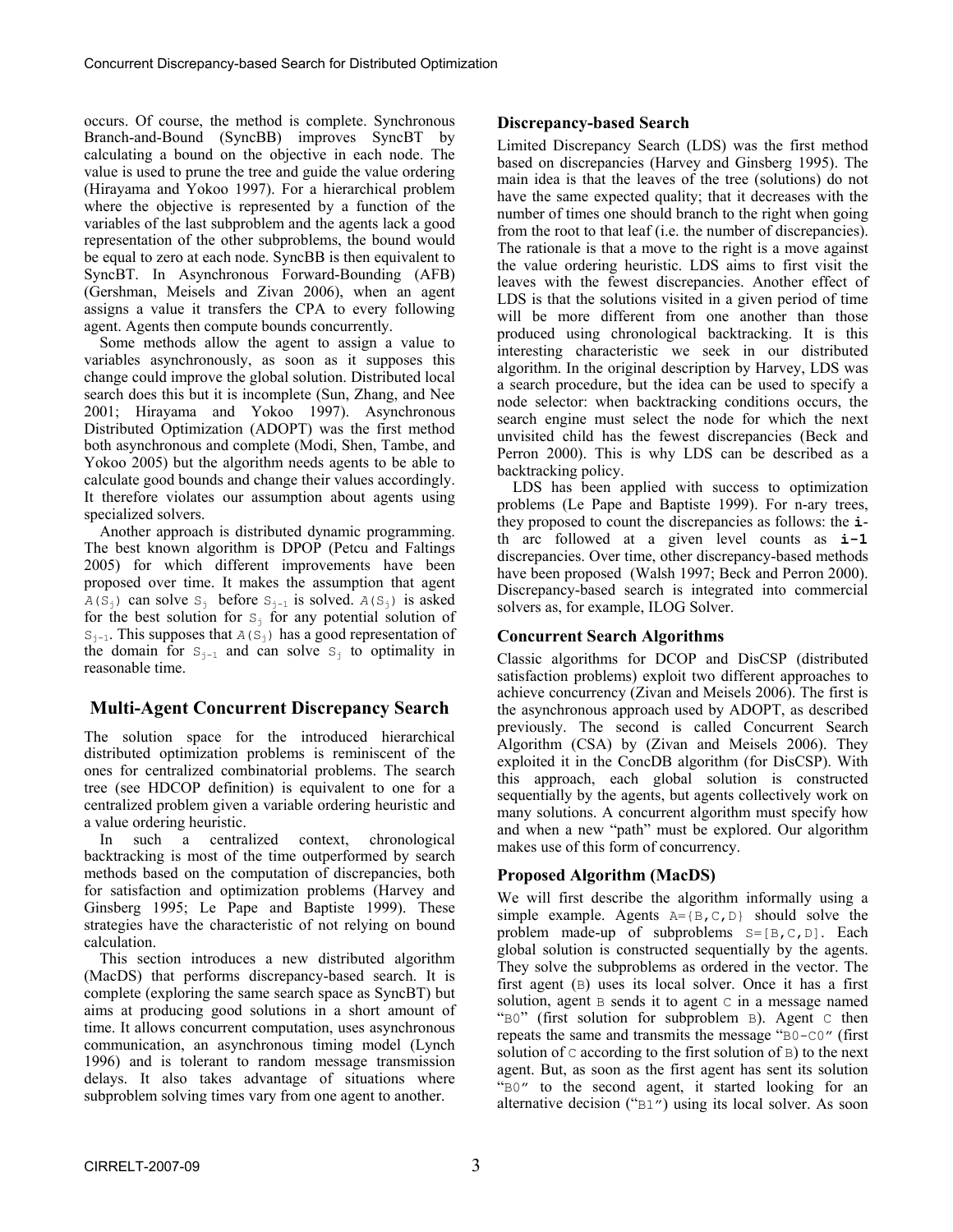occurs. Of course, the method is complete. Synchronous Branch-and-Bound (SyncBB) improves SyncBT by calculating a bound on the objective in each node. The value is used to prune the tree and guide the value ordering (Hirayama and Yokoo 1997). For a hierarchical problem where the objective is represented by a function of the variables of the last subproblem and the agents lack a good representation of the other subproblems, the bound would be equal to zero at each node. SyncBB is then equivalent to SyncBT. In Asynchronous Forward-Bounding (AFB) (Gershman, Meisels and Zivan 2006), when an agent assigns a value it transfers the CPA to every following agent. Agents then compute bounds concurrently.

Some methods allow the agent to assign a value to variables asynchronously, as soon as it supposes this change could improve the global solution. Distributed local search does this but it is incomplete (Sun, Zhang, and Nee 2001; Hirayama and Yokoo 1997). Asynchronous Distributed Optimization (ADOPT) was the first method both asynchronous and complete (Modi, Shen, Tambe, and Yokoo 2005) but the algorithm needs agents to be able to calculate good bounds and change their values accordingly. It therefore violates our assumption about agents using specialized solvers.

Another approach is distributed dynamic programming. The best known algorithm is DPOP (Petcu and Faltings 2005) for which different improvements have been proposed over time. It makes the assumption that agent $A(S_j)$ can solve $S_j$ before $S_{j-1}$ is solved. $A(S_j)$ is asked for the best solution for $S_j$ for any potential solution of $S_{j-1}$. This supposes that $A(S_j)$ has a good representation of the domain for $S_{j-1}$ and can solve $S_j$ to optimality in reasonable time.

## Multi-Agent Concurrent Discrepancy Search

The solution space for the introduced hierarchical distributed optimization problems is reminiscent of the ones for centralized combinatorial problems. The search tree (see HDCOP definition) is equivalent to one for a centralized problem given a variable ordering heuristic and a value ordering heuristic.

In such a centralized context, chronological backtracking is most of the time outperformed by search methods based on the computation of discrepancies, both for satisfaction and optimization problems (Harvey and Ginsberg 1995; Le Pape and Baptiste 1999). These strategies have the characteristic of not relying on bound calculation.

This section introduces a new distributed algorithm (MacDS) that performs discrepancy-based search. It is complete (exploring the same search space as SyncBT) but aims at producing good solutions in a short amount of time. It allows concurrent computation, uses asynchronous communication, an asynchronous timing model (Lynch 1996) and is tolerant to random message transmission delays. It also takes advantage of situations where subproblem solving times vary from one agent to another.

### Discrepancy-based Search

Limited Discrepancy Search (LDS) was the first method based on discrepancies (Harvey and Ginsberg 1995). The main idea is that the leaves of the tree (solutions) do not have the same expected quality; that it decreases with the number of times one should branch to the right when going from the root to that leaf (i.e. the number of discrepancies). The rationale is that a move to the right is a move against the value ordering heuristic. LDS aims to first visit the leaves with the fewest discrepancies. Another effect of LDS is that the solutions visited in a given period of time will be more different from one another than those produced using chronological backtracking. It is this interesting characteristic we seek in our distributed algorithm. In the original description by Harvey, LDS was a search procedure, but the idea can be used to specify a node selector: when backtracking conditions occurs, the search engine must select the node for which the next unvisited child has the fewest discrepancies (Beck and Perron 2000). This is why LDS can be described as a backtracking policy.

LDS has been applied with success to optimization problems (Le Pape and Baptiste 1999). For n-ary trees, they proposed to count the discrepancies as follows: the **i**-th arc followed at a given level counts as **i-1** discrepancies. Over time, other discrepancy-based methods have been proposed (Walsh 1997; Beck and Perron 2000). Discrepancy-based search is integrated into commercial solvers as, for example, ILOG Solver.

### Concurrent Search Algorithms

Classic algorithms for DCOP and DisCSP (distributed satisfaction problems) exploit two different approaches to achieve concurrency (Zivan and Meisels 2006). The first is the asynchronous approach used by ADOPT, as described previously. The second is called Concurrent Search Algorithm (CSA) by (Zivan and Meisels 2006). They exploited it in the ConcDB algorithm (for DisCSP). With this approach, each global solution is constructed sequentially by the agents, but agents collectively work on many solutions. A concurrent algorithm must specify how and when a new "path" must be explored. Our algorithm makes use of this form of concurrency.

### Proposed Algorithm (MacDS)

We will first describe the algorithm informally using a simple example. Agents `A={B,C,D}` should solve the problem made-up of subproblems `S=[B,C,D]`. Each global solution is constructed sequentially by the agents. They solve the subproblems as ordered in the vector. The first agent (`B`) uses its local solver. Once it has a first solution, agent `B` sends it to agent `C` in a message named "`B0`" (first solution for subproblem `B`). Agent `C` then repeats the same and transmits the message "`B0-C0`" (first solution of `C` according to the first solution of `B`) to the next agent. But, as soon as the first agent has sent its solution "`B0`" to the second agent, it started looking for an alternative decision ("`B1`") using its local solver. As soon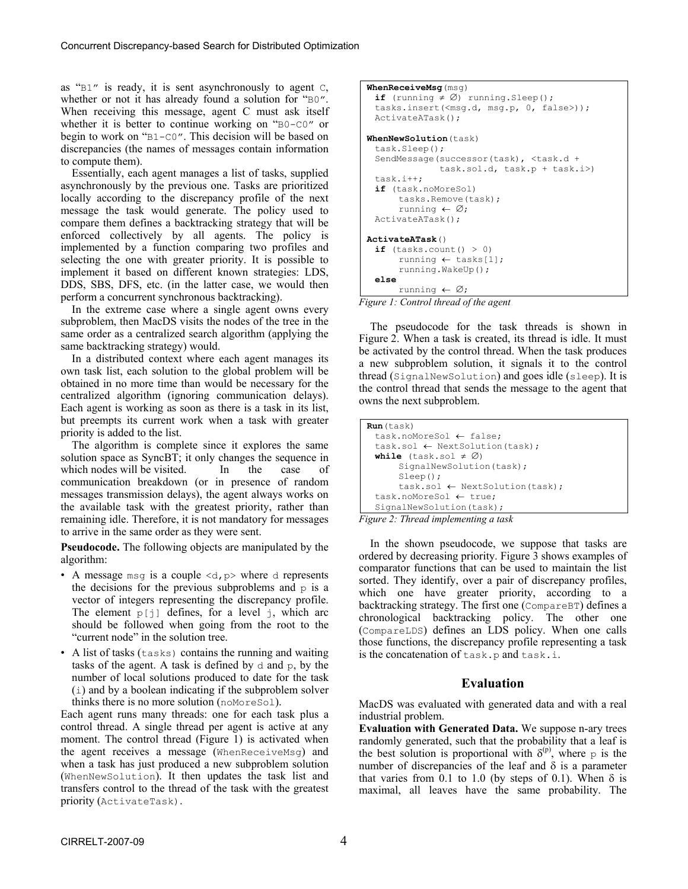as "B1" is ready, it is sent asynchronously to agent C, whether or not it has already found a solution for "B0". When receiving this message, agent C must ask itself whether it is better to continue working on "B0-C0" or begin to work on "B1-C0". This decision will be based on discrepancies (the names of messages contain information to compute them).

Essentially, each agent manages a list of tasks, supplied asynchronously by the previous one. Tasks are prioritized locally according to the discrepancy profile of the next message the task would generate. The policy used to compare them defines a backtracking strategy that will be enforced collectively by all agents. The policy is implemented by a function comparing two profiles and selecting the one with greater priority. It is possible to implement it based on different known strategies: LDS, DDS, SBS, DFS, etc. (in the latter case, we would then perform a concurrent synchronous backtracking).

In the extreme case where a single agent owns every subproblem, then MacDS visits the nodes of the tree in the same order as a centralized search algorithm (applying the same backtracking strategy) would.

In a distributed context where each agent manages its own task list, each solution to the global problem will be obtained in no more time than would be necessary for the centralized algorithm (ignoring communication delays). Each agent is working as soon as there is a task in its list, but preempts its current work when a task with greater priority is added to the list.

The algorithm is complete since it explores the same solution space as SyncBT; it only changes the sequence in which nodes will be visited. In the case of communication breakdown (or in presence of random messages transmission delays), the agent always works on the available task with the greatest priority, rather than remaining idle. Therefore, it is not mandatory for messages to arrive in the same order as they were sent.

**Pseudocode.** The following objects are manipulated by the algorithm:

- A message `msg` is a couple `<d,p>` where `d` represents the decisions for the previous subproblems and `p` is a vector of integers representing the discrepancy profile. The element `p[j]` defines, for a level `j`, which arc should be followed when going from the root to the "current node" in the solution tree.
- A list of tasks (`tasks`) contains the running and waiting tasks of the agent. A task is defined by `d` and `p`, by the number of local solutions produced to date for the task (`i`) and by a boolean indicating if the subproblem solver thinks there is no more solution (`noMoreSol`).

Each agent runs many threads: one for each task plus a control thread. A single thread per agent is active at any moment. The control thread (Figure 1) is activated when the agent receives a message (`WhenReceiveMsg`) and when a task has just produced a new subproblem solution (`WhenNewSolution`). It then updates the task list and transfers control to the thread of the task with the greatest priority (`ActivateTask`).

```
WhenReceiveMsg(msg)
  if (running ≠ ∅) running.Sleep();
  tasks.insert(<msg.d, msg.p, 0, false>));
  ActivateATask();

WhenNewSolution(task)
  task.Sleep();
  SendMessage(successor(task), <task.d +
              task.sol.d, task.p + task.i>)
  task.i++;
  if (task.noMoreSol)
      tasks.Remove(task);
      running ← ∅;
  ActivateATask();

ActivateATask()
  if (tasks.count() > 0)
      running ← tasks[1];
      running.WakeUp();
  else
      running ← ∅;
```

*Figure 1: Control thread of the agent*

The pseudocode for the task threads is shown in Figure 2. When a task is created, its thread is idle. It must be activated by the control thread. When the task produces a new subproblem solution, it signals it to the control thread (`SignalNewSolution`) and goes idle (`sleep`). It is the control thread that sends the message to the agent that owns the next subproblem.

```
Run(task)
  task.noMoreSol ← false;
  task.sol ← NextSolution(task);
  while (task.sol ≠ ∅)
      SignalNewSolution(task);
      Sleep();
      task.sol ← NextSolution(task);
  task.noMoreSol ← true;
  SignalNewSolution(task);
```

*Figure 2: Thread implementing a task*

In the shown pseudocode, we suppose that tasks are ordered by decreasing priority. Figure 3 shows examples of comparator functions that can be used to maintain the list sorted. They identify, over a pair of discrepancy profiles, which one have greater priority, according to a backtracking strategy. The first one (`CompareBT`) defines a chronological backtracking policy. The other one (`CompareLDS`) defines an LDS policy. When one calls those functions, the discrepancy profile representing a task is the concatenation of `task.p` and `task.i`.

## Evaluation

MacDS was evaluated with generated data and with a real industrial problem.

**Evaluation with Generated Data.** We suppose n-ary trees randomly generated, such that the probability that a leaf is the best solution is proportional with $\delta^{(p)}$, where p is the number of discrepancies of the leaf and $\delta$ is a parameter that varies from 0.1 to 1.0 (by steps of 0.1). When $\delta$ is maximal, all leaves have the same probability. The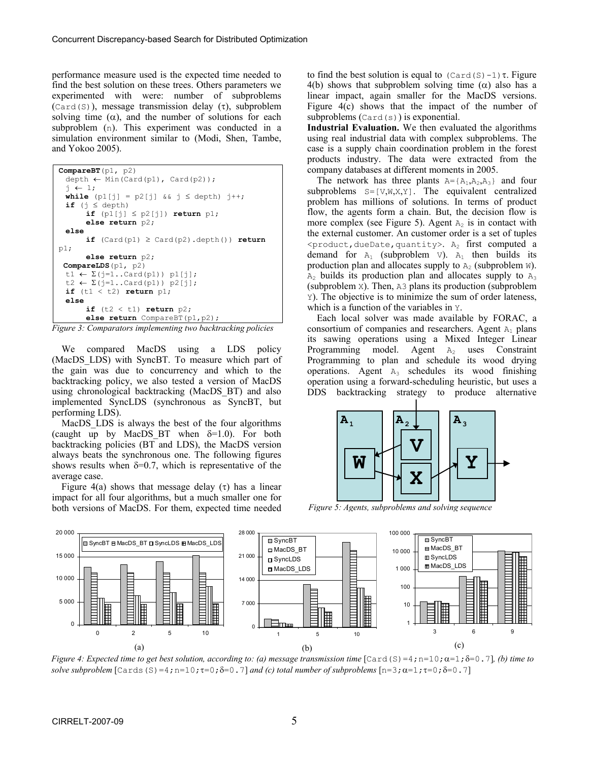performance measure used is the expected time needed to find the best solution on these trees. Others parameters we experimented with were: number of subproblems (Card(S)), message transmission delay ($\tau$), subproblem solving time ($\alpha$), and the number of solutions for each subproblem (n). This experiment was conducted in a simulation environment similar to (Modi, Shen, Tambe, and Yokoo 2005).

```
CompareBT(p1, p2)
  depth ← Min(Card(p1), Card(p2));
  j ← 1;
  while (p1[j] = p2[j] && j ≤ depth) j++;
  if (j ≤ depth)
       if (p1[j] ≤ p2[j]) return p1;
       else return p2;
  else
       if (Card(p1) ≥ Card(p2).depth()) return p1;
       else return p2;
 CompareLDS(p1, p2)
  t1 ← Σ(j=1..Card(p1)) p1[j];
  t2 ← Σ(j=1..Card(p1)) p2[j];
  if (t1 < t2) return p1;
  else
       if (t2 < t1) return p2;
       else return CompareBT(p1,p2);
```

*Figure 3: Comparators implementing two backtracking policies*

We compared MacDS using a LDS policy (MacDS_LDS) with SyncBT. To measure which part of the gain was due to concurrency and which to the backtracking policy, we also tested a version of MacDS using chronological backtracking (MacDS_BT) and also implemented SyncLDS (synchronous as SyncBT, but performing LDS).

MacDS_LDS is always the best of the four algorithms (caught up by MacDS_BT when $\delta$=1.0). For both backtracking policies (BT and LDS), the MacDS version always beats the synchronous one. The following figures shows results when $\delta$=0.7, which is representative of the average case.

Figure 4(a) shows that message delay ($\tau$) has a linear impact for all four algorithms, but a much smaller one for both versions of MacDS. For them, expected time needed to find the best solution is equal to (Card(S)-1)$\tau$. Figure 4(b) shows that subproblem solving time ($\alpha$) also has a linear impact, again smaller for the MacDS versions. Figure 4(c) shows that the impact of the number of subproblems (Card(s)) is exponential.

**Industrial Evaluation.** We then evaluated the algorithms using real industrial data with complex subproblems. The case is a supply chain coordination problem in the forest products industry. The data were extracted from the company databases at different moments in 2005.

The network has three plants A={$A_1$,$A_2$,$A_3$} and four subproblems S=[V,W,X,Y]. The equivalent centralized problem has millions of solutions. In terms of product flow, the agents form a chain. But, the decision flow is more complex (see Figure 5). Agent $A_2$ is in contact with the external customer. An customer order is a set of tuples <product,dueDate,quantity>. $A_2$ first computed a demand for $A_1$ (subproblem V). $A_1$ then builds its production plan and allocates supply to $A_2$ (subproblem W). $A_2$ builds its production plan and allocates supply to $A_3$ (subproblem X). Then, A3 plans its production (subproblem Y). The objective is to minimize the sum of order lateness, which is a function of the variables in Y.

Each local solver was made available by FORAC, a consortium of companies and researchers. Agent $A_1$ plans its sawing operations using a Mixed Integer Linear Programming model. Agent $A_2$ uses Constraint Programming to plan and schedule its wood drying operations. Agent $A_3$ schedules its wood finishing operation using a forward-scheduling heuristic, but uses a DDS backtracking strategy to produce alternative

*Figure 5: Agents, subproblems and solving sequence*

*Figure 4: Expected time to get best solution, according to: (a) message transmission time* [Card(S)=4;n=10;$\alpha$=1;$\delta$=0.7]*, (b) time to solve subproblem* [Cards(S)=4;n=10;$\tau$=0;$\delta$=0.7] *and (c) total number of subproblems* [n=3;$\alpha$=1;$\tau$=0;$\delta$=0.7]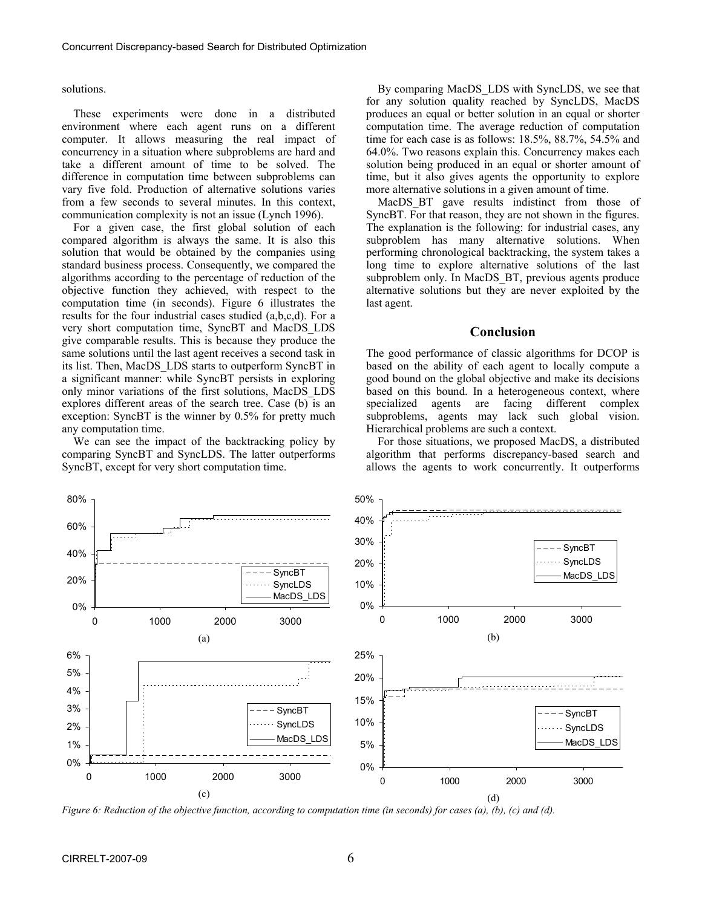solutions.

These experiments were done in a distributed environment where each agent runs on a different computer. It allows measuring the real impact of concurrency in a situation where subproblems are hard and take a different amount of time to be solved. The difference in computation time between subproblems can vary five fold. Production of alternative solutions varies from a few seconds to several minutes. In this context, communication complexity is not an issue (Lynch 1996).

For a given case, the first global solution of each compared algorithm is always the same. It is also this solution that would be obtained by the companies using standard business process. Consequently, we compared the algorithms according to the percentage of reduction of the objective function they achieved, with respect to the computation time (in seconds). Figure 6 illustrates the results for the four industrial cases studied (a,b,c,d). For a very short computation time, SyncBT and MacDS_LDS give comparable results. This is because they produce the same solutions until the last agent receives a second task in its list. Then, MacDS_LDS starts to outperform SyncBT in a significant manner: while SyncBT persists in exploring only minor variations of the first solutions, MacDS_LDS explores different areas of the search tree. Case (b) is an exception: SyncBT is the winner by 0.5% for pretty much any computation time.

We can see the impact of the backtracking policy by comparing SyncBT and SyncLDS. The latter outperforms SyncBT, except for very short computation time.

By comparing MacDS_LDS with SyncLDS, we see that for any solution quality reached by SyncLDS, MacDS produces an equal or better solution in an equal or shorter computation time. The average reduction of computation time for each case is as follows: 18.5%, 88.7%, 54.5% and 64.0%. Two reasons explain this. Concurrency makes each solution being produced in an equal or shorter amount of time, but it also gives agents the opportunity to explore more alternative solutions in a given amount of time.

MacDS_BT gave results indistinct from those of SyncBT. For that reason, they are not shown in the figures. The explanation is the following: for industrial cases, any subproblem has many alternative solutions. When performing chronological backtracking, the system takes a long time to explore alternative solutions of the last subproblem only. In MacDS_BT, previous agents produce alternative solutions but they are never exploited by the last agent.

## Conclusion

The good performance of classic algorithms for DCOP is based on the ability of each agent to locally compute a good bound on the global objective and make its decisions based on this bound. In a heterogeneous context, where specialized agents are facing different complex subproblems, agents may lack such global vision. Hierarchical problems are such a context.

For those situations, we proposed MacDS, a distributed algorithm that performs discrepancy-based search and allows the agents to work concurrently. It outperforms

*Figure 6: Reduction of the objective function, according to computation time (in seconds) for cases (a), (b), (c) and (d).*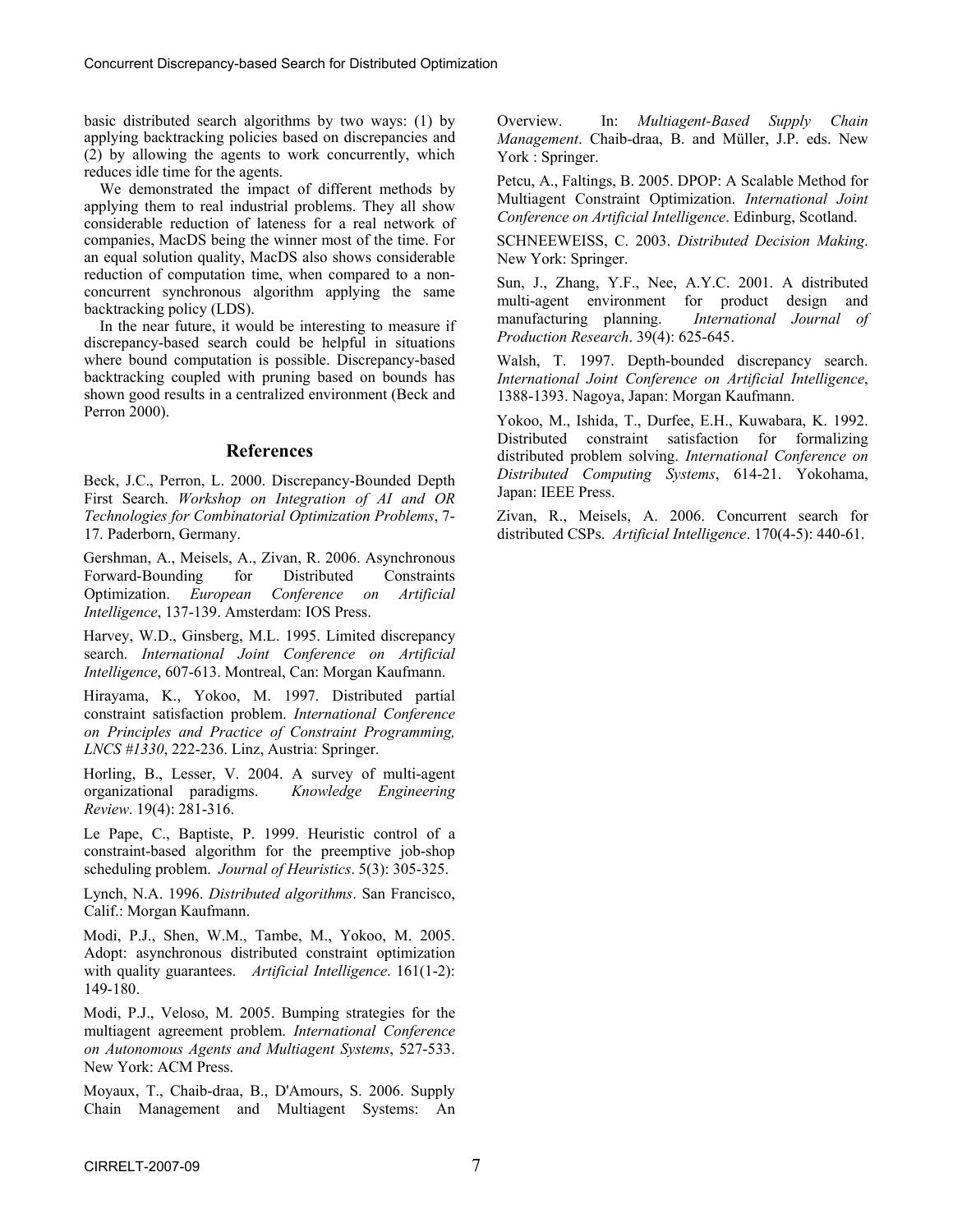basic distributed search algorithms by two ways: (1) by applying backtracking policies based on discrepancies and (2) by allowing the agents to work concurrently, which reduces idle time for the agents.

We demonstrated the impact of different methods by applying them to real industrial problems. They all show considerable reduction of lateness for a real network of companies, MacDS being the winner most of the time. For an equal solution quality, MacDS also shows considerable reduction of computation time, when compared to a non-concurrent synchronous algorithm applying the same backtracking policy (LDS).

In the near future, it would be interesting to measure if discrepancy-based search could be helpful in situations where bound computation is possible. Discrepancy-based backtracking coupled with pruning based on bounds has shown good results in a centralized environment (Beck and Perron 2000).

## References

Beck, J.C., Perron, L. 2000. Discrepancy-Bounded Depth First Search. *Workshop on Integration of AI and OR Technologies for Combinatorial Optimization Problems*, 7-17. Paderborn, Germany.

Gershman, A., Meisels, A., Zivan, R. 2006. Asynchronous Forward-Bounding for Distributed Constraints Optimization. *European Conference on Artificial Intelligence*, 137-139. Amsterdam: IOS Press.

Harvey, W.D., Ginsberg, M.L. 1995. Limited discrepancy search. *International Joint Conference on Artificial Intelligence*, 607-613. Montreal, Can: Morgan Kaufmann.

Hirayama, K., Yokoo, M. 1997. Distributed partial constraint satisfaction problem. *International Conference on Principles and Practice of Constraint Programming, LNCS #1330*, 222-236. Linz, Austria: Springer.

Horling, B., Lesser, V. 2004. A survey of multi-agent organizational paradigms. *Knowledge Engineering Review*. 19(4): 281-316.

Le Pape, C., Baptiste, P. 1999. Heuristic control of a constraint-based algorithm for the preemptive job-shop scheduling problem. *Journal of Heuristics*. 5(3): 305-325.

Lynch, N.A. 1996. *Distributed algorithms*. San Francisco, Calif.: Morgan Kaufmann.

Modi, P.J., Shen, W.M., Tambe, M., Yokoo, M. 2005. Adopt: asynchronous distributed constraint optimization with quality guarantees. *Artificial Intelligence*. 161(1-2): 149-180.

Modi, P.J., Veloso, M. 2005. Bumping strategies for the multiagent agreement problem. *International Conference on Autonomous Agents and Multiagent Systems*, 527-533. New York: ACM Press.

Moyaux, T., Chaib-draa, B., D'Amours, S. 2006. Supply Chain Management and Multiagent Systems: An Overview. In: *Multiagent-Based Supply Chain Management*. Chaib-draa, B. and Müller, J.P. eds. New York : Springer.

Petcu, A., Faltings, B. 2005. DPOP: A Scalable Method for Multiagent Constraint Optimization. *International Joint Conference on Artificial Intelligence*. Edinburg, Scotland.

SCHNEEWEISS, C. 2003. *Distributed Decision Making*. New York: Springer.

Sun, J., Zhang, Y.F., Nee, A.Y.C. 2001. A distributed multi-agent environment for product design and manufacturing planning. *International Journal of Production Research*. 39(4): 625-645.

Walsh, T. 1997. Depth-bounded discrepancy search. *International Joint Conference on Artificial Intelligence*, 1388-1393. Nagoya, Japan: Morgan Kaufmann.

Yokoo, M., Ishida, T., Durfee, E.H., Kuwabara, K. 1992. Distributed constraint satisfaction for formalizing distributed problem solving. *International Conference on Distributed Computing Systems*, 614-21. Yokohama, Japan: IEEE Press.

Zivan, R., Meisels, A. 2006. Concurrent search for distributed CSPs. *Artificial Intelligence*. 170(4-5): 440-61.